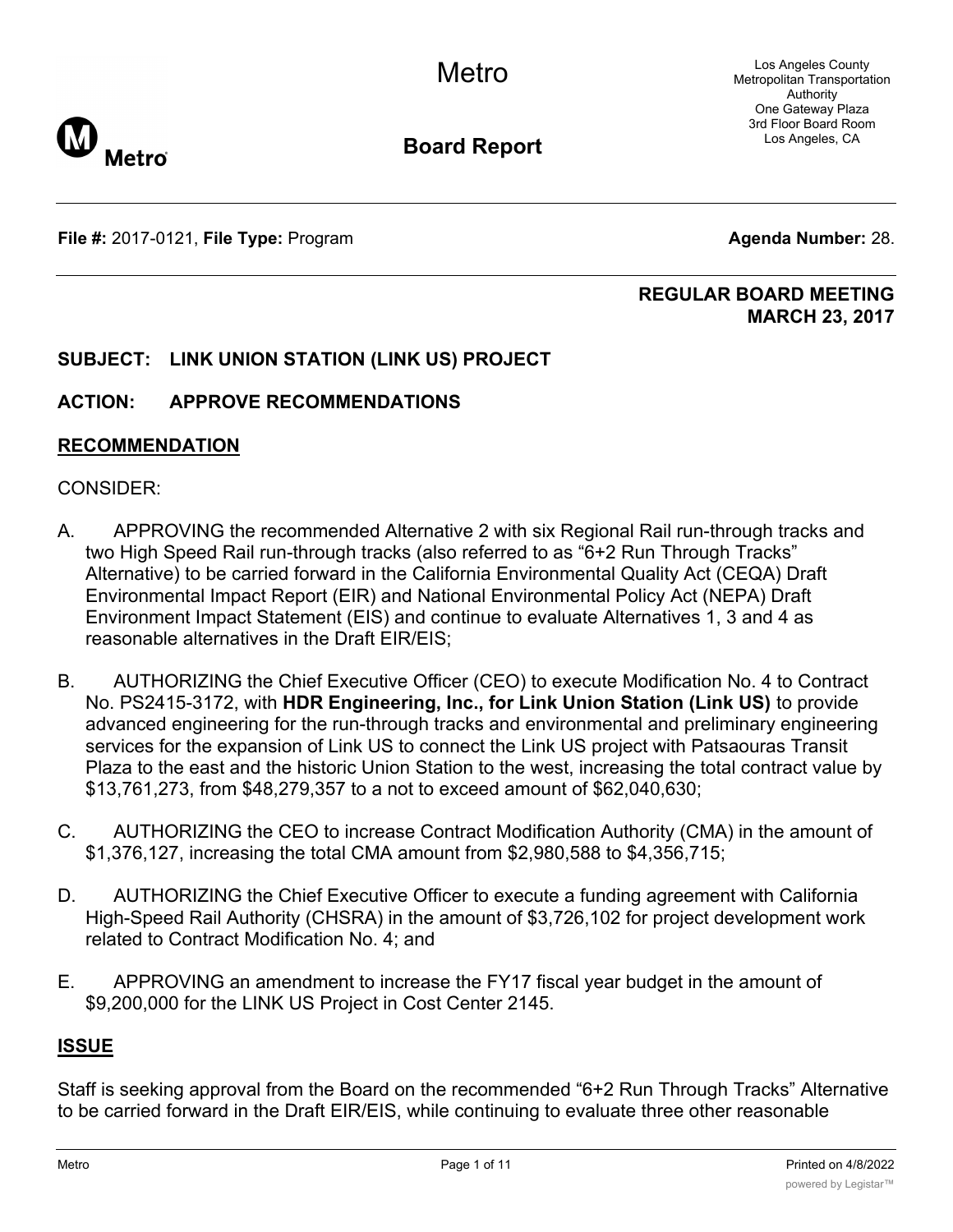# Metro

## Board Report

Los Angeles County Metropolitan Transportation Authority
One Gateway Plaza
3rd Floor Board Room
Los Angeles, CA

**File #:** 2017-0121, **File Type:** Program **Agenda Number:** 28.

**REGULAR BOARD MEETING**
**MARCH 23, 2017**

**SUBJECT: LINK UNION STATION (LINK US) PROJECT**

**ACTION: APPROVE RECOMMENDATIONS**

## RECOMMENDATION

CONSIDER:

A. APPROVING the recommended Alternative 2 with six Regional Rail run-through tracks and two High Speed Rail run-through tracks (also referred to as "6+2 Run Through Tracks" Alternative) to be carried forward in the California Environmental Quality Act (CEQA) Draft Environmental Impact Report (EIR) and National Environmental Policy Act (NEPA) Draft Environment Impact Statement (EIS) and continue to evaluate Alternatives 1, 3 and 4 as reasonable alternatives in the Draft EIR/EIS;

B. AUTHORIZING the Chief Executive Officer (CEO) to execute Modification No. 4 to Contract No. PS2415-3172, with **HDR Engineering, Inc., for Link Union Station (Link US)** to provide advanced engineering for the run-through tracks and environmental and preliminary engineering services for the expansion of Link US to connect the Link US project with Patsaouras Transit Plaza to the east and the historic Union Station to the west, increasing the total contract value by $13,761,273, from $48,279,357 to a not to exceed amount of $62,040,630;

C. AUTHORIZING the CEO to increase Contract Modification Authority (CMA) in the amount of $1,376,127, increasing the total CMA amount from $2,980,588 to $4,356,715;

D. AUTHORIZING the Chief Executive Officer to execute a funding agreement with California High-Speed Rail Authority (CHSRA) in the amount of $3,726,102 for project development work related to Contract Modification No. 4; and

E. APPROVING an amendment to increase the FY17 fiscal year budget in the amount of $9,200,000 for the LINK US Project in Cost Center 2145.

## ISSUE

Staff is seeking approval from the Board on the recommended "6+2 Run Through Tracks" Alternative to be carried forward in the Draft EIR/EIS, while continuing to evaluate three other reasonable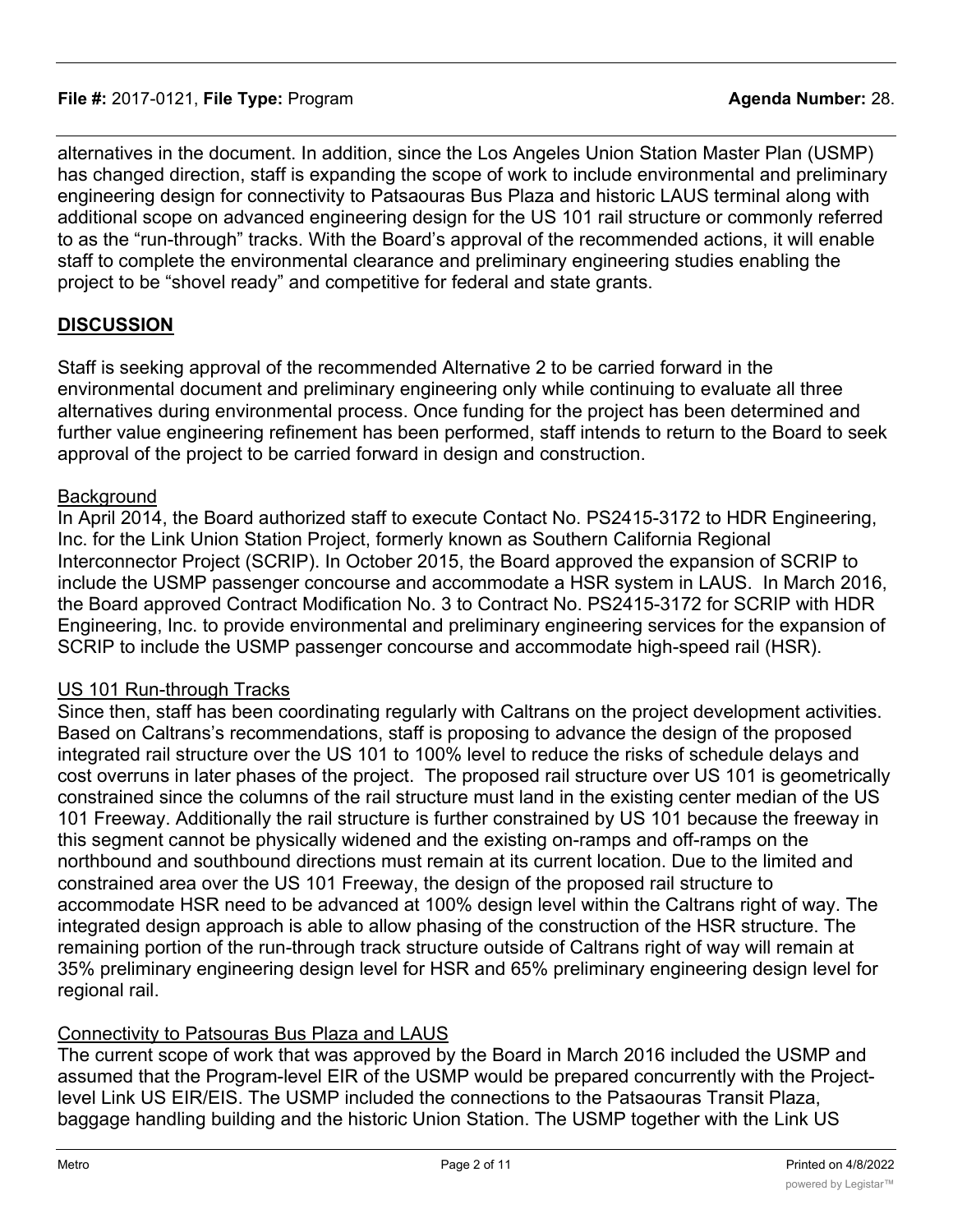alternatives in the document. In addition, since the Los Angeles Union Station Master Plan (USMP) has changed direction, staff is expanding the scope of work to include environmental and preliminary engineering design for connectivity to Patsaouras Bus Plaza and historic LAUS terminal along with additional scope on advanced engineering design for the US 101 rail structure or commonly referred to as the "run-through" tracks. With the Board's approval of the recommended actions, it will enable staff to complete the environmental clearance and preliminary engineering studies enabling the project to be "shovel ready" and competitive for federal and state grants.

## DISCUSSION

Staff is seeking approval of the recommended Alternative 2 to be carried forward in the environmental document and preliminary engineering only while continuing to evaluate all three alternatives during environmental process. Once funding for the project has been determined and further value engineering refinement has been performed, staff intends to return to the Board to seek approval of the project to be carried forward in design and construction.

### Background

In April 2014, the Board authorized staff to execute Contact No. PS2415-3172 to HDR Engineering, Inc. for the Link Union Station Project, formerly known as Southern California Regional Interconnector Project (SCRIP). In October 2015, the Board approved the expansion of SCRIP to include the USMP passenger concourse and accommodate a HSR system in LAUS. In March 2016, the Board approved Contract Modification No. 3 to Contract No. PS2415-3172 for SCRIP with HDR Engineering, Inc. to provide environmental and preliminary engineering services for the expansion of SCRIP to include the USMP passenger concourse and accommodate high-speed rail (HSR).

### US 101 Run-through Tracks

Since then, staff has been coordinating regularly with Caltrans on the project development activities. Based on Caltrans's recommendations, staff is proposing to advance the design of the proposed integrated rail structure over the US 101 to 100% level to reduce the risks of schedule delays and cost overruns in later phases of the project. The proposed rail structure over US 101 is geometrically constrained since the columns of the rail structure must land in the existing center median of the US 101 Freeway. Additionally the rail structure is further constrained by US 101 because the freeway in this segment cannot be physically widened and the existing on-ramps and off-ramps on the northbound and southbound directions must remain at its current location. Due to the limited and constrained area over the US 101 Freeway, the design of the proposed rail structure to accommodate HSR need to be advanced at 100% design level within the Caltrans right of way. The integrated design approach is able to allow phasing of the construction of the HSR structure. The remaining portion of the run-through track structure outside of Caltrans right of way will remain at 35% preliminary engineering design level for HSR and 65% preliminary engineering design level for regional rail.

### Connectivity to Patsouras Bus Plaza and LAUS

The current scope of work that was approved by the Board in March 2016 included the USMP and assumed that the Program-level EIR of the USMP would be prepared concurrently with the Project-level Link US EIR/EIS. The USMP included the connections to the Patsaouras Transit Plaza, baggage handling building and the historic Union Station. The USMP together with the Link US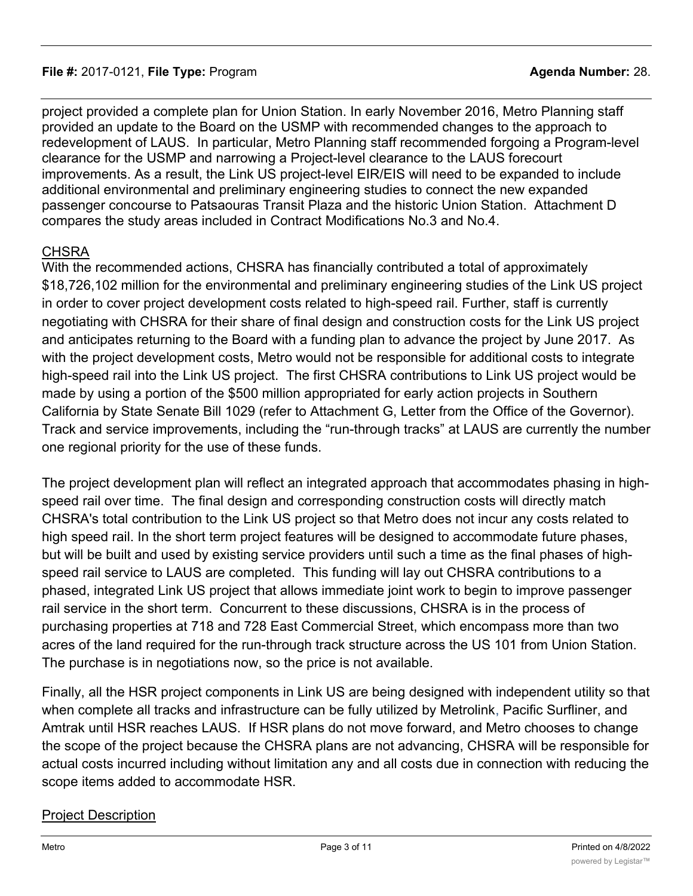project provided a complete plan for Union Station. In early November 2016, Metro Planning staff provided an update to the Board on the USMP with recommended changes to the approach to redevelopment of LAUS. In particular, Metro Planning staff recommended forgoing a Program-level clearance for the USMP and narrowing a Project-level clearance to the LAUS forecourt improvements. As a result, the Link US project-level EIR/EIS will need to be expanded to include additional environmental and preliminary engineering studies to connect the new expanded passenger concourse to Patsaouras Transit Plaza and the historic Union Station. Attachment D compares the study areas included in Contract Modifications No.3 and No.4.

## CHSRA

With the recommended actions, CHSRA has financially contributed a total of approximately $18,726,102 million for the environmental and preliminary engineering studies of the Link US project in order to cover project development costs related to high-speed rail. Further, staff is currently negotiating with CHSRA for their share of final design and construction costs for the Link US project and anticipates returning to the Board with a funding plan to advance the project by June 2017. As with the project development costs, Metro would not be responsible for additional costs to integrate high-speed rail into the Link US project. The first CHSRA contributions to Link US project would be made by using a portion of the $500 million appropriated for early action projects in Southern California by State Senate Bill 1029 (refer to Attachment G, Letter from the Office of the Governor). Track and service improvements, including the “run-through tracks” at LAUS are currently the number one regional priority for the use of these funds.

The project development plan will reflect an integrated approach that accommodates phasing in high-speed rail over time. The final design and corresponding construction costs will directly match CHSRA's total contribution to the Link US project so that Metro does not incur any costs related to high speed rail. In the short term project features will be designed to accommodate future phases, but will be built and used by existing service providers until such a time as the final phases of high-speed rail service to LAUS are completed. This funding will lay out CHSRA contributions to a phased, integrated Link US project that allows immediate joint work to begin to improve passenger rail service in the short term. Concurrent to these discussions, CHSRA is in the process of purchasing properties at 718 and 728 East Commercial Street, which encompass more than two acres of the land required for the run-through track structure across the US 101 from Union Station. The purchase is in negotiations now, so the price is not available.

Finally, all the HSR project components in Link US are being designed with independent utility so that when complete all tracks and infrastructure can be fully utilized by Metrolink, Pacific Surfliner, and Amtrak until HSR reaches LAUS. If HSR plans do not move forward, and Metro chooses to change the scope of the project because the CHSRA plans are not advancing, CHSRA will be responsible for actual costs incurred including without limitation any and all costs due in connection with reducing the scope items added to accommodate HSR.

## Project Description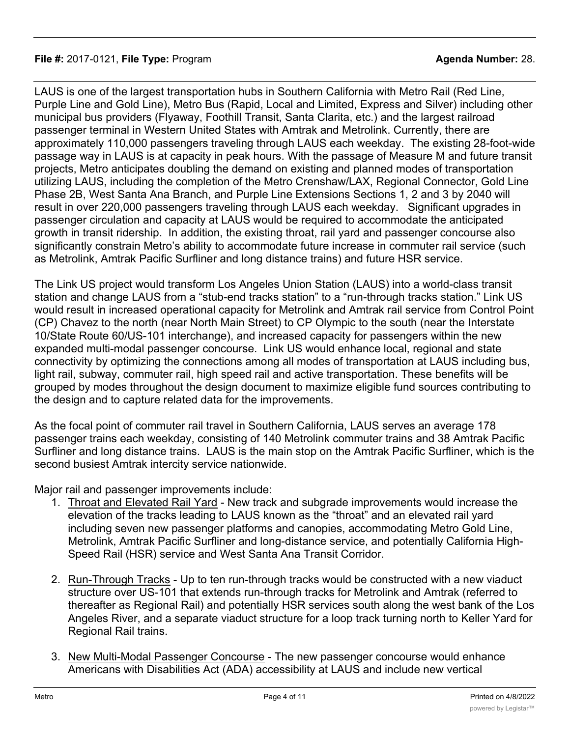LAUS is one of the largest transportation hubs in Southern California with Metro Rail (Red Line, Purple Line and Gold Line), Metro Bus (Rapid, Local and Limited, Express and Silver) including other municipal bus providers (Flyaway, Foothill Transit, Santa Clarita, etc.) and the largest railroad passenger terminal in Western United States with Amtrak and Metrolink. Currently, there are approximately 110,000 passengers traveling through LAUS each weekday. The existing 28-foot-wide passage way in LAUS is at capacity in peak hours. With the passage of Measure M and future transit projects, Metro anticipates doubling the demand on existing and planned modes of transportation utilizing LAUS, including the completion of the Metro Crenshaw/LAX, Regional Connector, Gold Line Phase 2B, West Santa Ana Branch, and Purple Line Extensions Sections 1, 2 and 3 by 2040 will result in over 220,000 passengers traveling through LAUS each weekday. Significant upgrades in passenger circulation and capacity at LAUS would be required to accommodate the anticipated growth in transit ridership. In addition, the existing throat, rail yard and passenger concourse also significantly constrain Metro's ability to accommodate future increase in commuter rail service (such as Metrolink, Amtrak Pacific Surfliner and long distance trains) and future HSR service.

The Link US project would transform Los Angeles Union Station (LAUS) into a world-class transit station and change LAUS from a "stub-end tracks station" to a "run-through tracks station." Link US would result in increased operational capacity for Metrolink and Amtrak rail service from Control Point (CP) Chavez to the north (near North Main Street) to CP Olympic to the south (near the Interstate 10/State Route 60/US-101 interchange), and increased capacity for passengers within the new expanded multi-modal passenger concourse. Link US would enhance local, regional and state connectivity by optimizing the connections among all modes of transportation at LAUS including bus, light rail, subway, commuter rail, high speed rail and active transportation. These benefits will be grouped by modes throughout the design document to maximize eligible fund sources contributing to the design and to capture related data for the improvements.

As the focal point of commuter rail travel in Southern California, LAUS serves an average 178 passenger trains each weekday, consisting of 140 Metrolink commuter trains and 38 Amtrak Pacific Surfliner and long distance trains. LAUS is the main stop on the Amtrak Pacific Surfliner, which is the second busiest Amtrak intercity service nationwide.

Major rail and passenger improvements include:

1. Throat and Elevated Rail Yard - New track and subgrade improvements would increase the elevation of the tracks leading to LAUS known as the "throat" and an elevated rail yard including seven new passenger platforms and canopies, accommodating Metro Gold Line, Metrolink, Amtrak Pacific Surfliner and long-distance service, and potentially California High-Speed Rail (HSR) service and West Santa Ana Transit Corridor.

2. Run-Through Tracks - Up to ten run-through tracks would be constructed with a new viaduct structure over US-101 that extends run-through tracks for Metrolink and Amtrak (referred to thereafter as Regional Rail) and potentially HSR services south along the west bank of the Los Angeles River, and a separate viaduct structure for a loop track turning north to Keller Yard for Regional Rail trains.

3. New Multi-Modal Passenger Concourse - The new passenger concourse would enhance Americans with Disabilities Act (ADA) accessibility at LAUS and include new vertical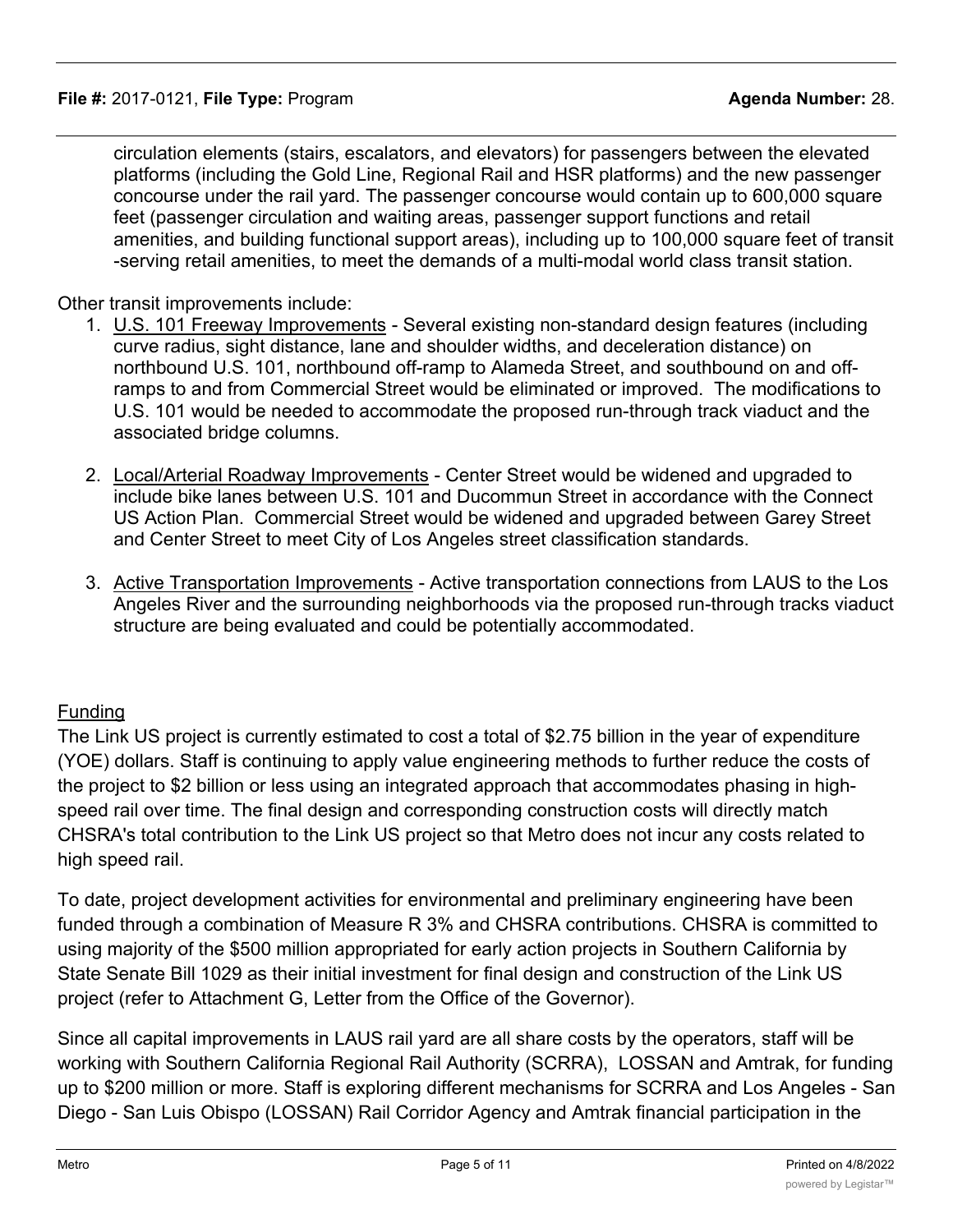circulation elements (stairs, escalators, and elevators) for passengers between the elevated platforms (including the Gold Line, Regional Rail and HSR platforms) and the new passenger concourse under the rail yard. The passenger concourse would contain up to 600,000 square feet (passenger circulation and waiting areas, passenger support functions and retail amenities, and building functional support areas), including up to 100,000 square feet of transit -serving retail amenities, to meet the demands of a multi-modal world class transit station.

Other transit improvements include:

1. U.S. 101 Freeway Improvements - Several existing non-standard design features (including curve radius, sight distance, lane and shoulder widths, and deceleration distance) on northbound U.S. 101, northbound off-ramp to Alameda Street, and southbound on and off-ramps to and from Commercial Street would be eliminated or improved. The modifications to U.S. 101 would be needed to accommodate the proposed run-through track viaduct and the associated bridge columns.

2. Local/Arterial Roadway Improvements - Center Street would be widened and upgraded to include bike lanes between U.S. 101 and Ducommun Street in accordance with the Connect US Action Plan. Commercial Street would be widened and upgraded between Garey Street and Center Street to meet City of Los Angeles street classification standards.

3. Active Transportation Improvements - Active transportation connections from LAUS to the Los Angeles River and the surrounding neighborhoods via the proposed run-through tracks viaduct structure are being evaluated and could be potentially accommodated.

## Funding

The Link US project is currently estimated to cost a total of $2.75 billion in the year of expenditure (YOE) dollars. Staff is continuing to apply value engineering methods to further reduce the costs of the project to $2 billion or less using an integrated approach that accommodates phasing in high-speed rail over time. The final design and corresponding construction costs will directly match CHSRA's total contribution to the Link US project so that Metro does not incur any costs related to high speed rail.

To date, project development activities for environmental and preliminary engineering have been funded through a combination of Measure R 3% and CHSRA contributions. CHSRA is committed to using majority of the $500 million appropriated for early action projects in Southern California by State Senate Bill 1029 as their initial investment for final design and construction of the Link US project (refer to Attachment G, Letter from the Office of the Governor).

Since all capital improvements in LAUS rail yard are all share costs by the operators, staff will be working with Southern California Regional Rail Authority (SCRRA), LOSSAN and Amtrak, for funding up to $200 million or more. Staff is exploring different mechanisms for SCRRA and Los Angeles - San Diego - San Luis Obispo (LOSSAN) Rail Corridor Agency and Amtrak financial participation in the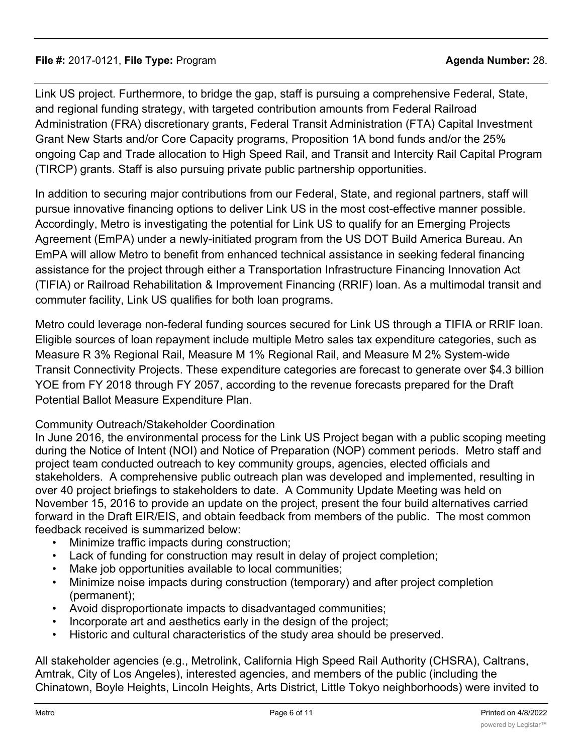Link US project. Furthermore, to bridge the gap, staff is pursuing a comprehensive Federal, State, and regional funding strategy, with targeted contribution amounts from Federal Railroad Administration (FRA) discretionary grants, Federal Transit Administration (FTA) Capital Investment Grant New Starts and/or Core Capacity programs, Proposition 1A bond funds and/or the 25% ongoing Cap and Trade allocation to High Speed Rail, and Transit and Intercity Rail Capital Program (TIRCP) grants. Staff is also pursuing private public partnership opportunities.

In addition to securing major contributions from our Federal, State, and regional partners, staff will pursue innovative financing options to deliver Link US in the most cost-effective manner possible. Accordingly, Metro is investigating the potential for Link US to qualify for an Emerging Projects Agreement (EmPA) under a newly-initiated program from the US DOT Build America Bureau. An EmPA will allow Metro to benefit from enhanced technical assistance in seeking federal financing assistance for the project through either a Transportation Infrastructure Financing Innovation Act (TIFIA) or Railroad Rehabilitation & Improvement Financing (RRIF) loan. As a multimodal transit and commuter facility, Link US qualifies for both loan programs.

Metro could leverage non-federal funding sources secured for Link US through a TIFIA or RRIF loan. Eligible sources of loan repayment include multiple Metro sales tax expenditure categories, such as Measure R 3% Regional Rail, Measure M 1% Regional Rail, and Measure M 2% System-wide Transit Connectivity Projects. These expenditure categories are forecast to generate over $4.3 billion YOE from FY 2018 through FY 2057, according to the revenue forecasts prepared for the Draft Potential Ballot Measure Expenditure Plan.

Community Outreach/Stakeholder Coordination

In June 2016, the environmental process for the Link US Project began with a public scoping meeting during the Notice of Intent (NOI) and Notice of Preparation (NOP) comment periods. Metro staff and project team conducted outreach to key community groups, agencies, elected officials and stakeholders. A comprehensive public outreach plan was developed and implemented, resulting in over 40 project briefings to stakeholders to date. A Community Update Meeting was held on November 15, 2016 to provide an update on the project, present the four build alternatives carried forward in the Draft EIR/EIS, and obtain feedback from members of the public. The most common feedback received is summarized below:

- Minimize traffic impacts during construction;
- Lack of funding for construction may result in delay of project completion;
- Make job opportunities available to local communities;
- Minimize noise impacts during construction (temporary) and after project completion (permanent);
- Avoid disproportionate impacts to disadvantaged communities;
- Incorporate art and aesthetics early in the design of the project;
- Historic and cultural characteristics of the study area should be preserved.

All stakeholder agencies (e.g., Metrolink, California High Speed Rail Authority (CHSRA), Caltrans, Amtrak, City of Los Angeles), interested agencies, and members of the public (including the Chinatown, Boyle Heights, Lincoln Heights, Arts District, Little Tokyo neighborhoods) were invited to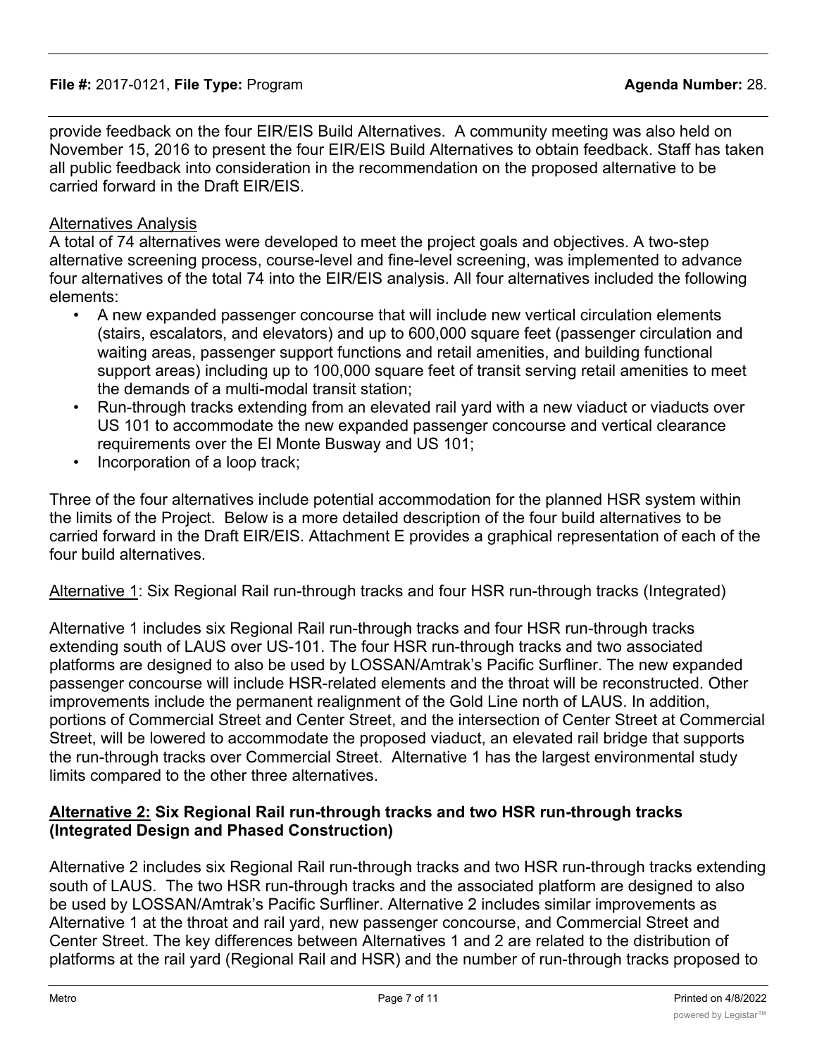provide feedback on the four EIR/EIS Build Alternatives. A community meeting was also held on November 15, 2016 to present the four EIR/EIS Build Alternatives to obtain feedback. Staff has taken all public feedback into consideration in the recommendation on the proposed alternative to be carried forward in the Draft EIR/EIS.

<u>Alternatives Analysis</u>

A total of 74 alternatives were developed to meet the project goals and objectives. A two-step alternative screening process, course-level and fine-level screening, was implemented to advance four alternatives of the total 74 into the EIR/EIS analysis. All four alternatives included the following elements:

- A new expanded passenger concourse that will include new vertical circulation elements (stairs, escalators, and elevators) and up to 600,000 square feet (passenger circulation and waiting areas, passenger support functions and retail amenities, and building functional support areas) including up to 100,000 square feet of transit serving retail amenities to meet the demands of a multi-modal transit station;
- Run-through tracks extending from an elevated rail yard with a new viaduct or viaducts over US 101 to accommodate the new expanded passenger concourse and vertical clearance requirements over the El Monte Busway and US 101;
- Incorporation of a loop track;

Three of the four alternatives include potential accommodation for the planned HSR system within the limits of the Project. Below is a more detailed description of the four build alternatives to be carried forward in the Draft EIR/EIS. Attachment E provides a graphical representation of each of the four build alternatives.

<u>Alternative 1</u>: Six Regional Rail run-through tracks and four HSR run-through tracks (Integrated)

Alternative 1 includes six Regional Rail run-through tracks and four HSR run-through tracks extending south of LAUS over US-101. The four HSR run-through tracks and two associated platforms are designed to also be used by LOSSAN/Amtrak's Pacific Surfliner. The new expanded passenger concourse will include HSR-related elements and the throat will be reconstructed. Other improvements include the permanent realignment of the Gold Line north of LAUS. In addition, portions of Commercial Street and Center Street, and the intersection of Center Street at Commercial Street, will be lowered to accommodate the proposed viaduct, an elevated rail bridge that supports the run-through tracks over Commercial Street. Alternative 1 has the largest environmental study limits compared to the other three alternatives.

**<u>Alternative 2:</u> Six Regional Rail run-through tracks and two HSR run-through tracks (Integrated Design and Phased Construction)**

Alternative 2 includes six Regional Rail run-through tracks and two HSR run-through tracks extending south of LAUS. The two HSR run-through tracks and the associated platform are designed to also be used by LOSSAN/Amtrak's Pacific Surfliner. Alternative 2 includes similar improvements as Alternative 1 at the throat and rail yard, new passenger concourse, and Commercial Street and Center Street. The key differences between Alternatives 1 and 2 are related to the distribution of platforms at the rail yard (Regional Rail and HSR) and the number of run-through tracks proposed to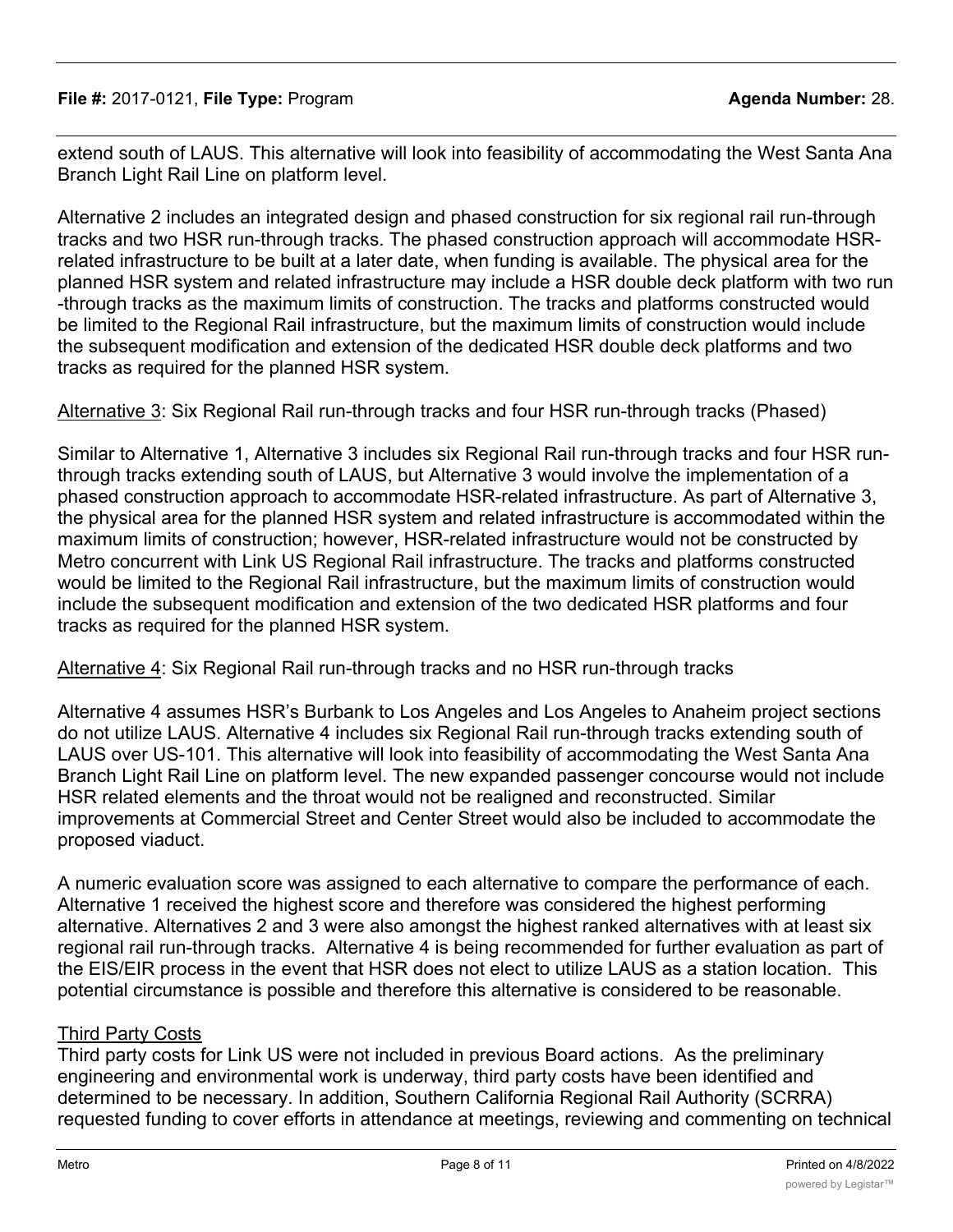extend south of LAUS. This alternative will look into feasibility of accommodating the West Santa Ana Branch Light Rail Line on platform level.

Alternative 2 includes an integrated design and phased construction for six regional rail run-through tracks and two HSR run-through tracks. The phased construction approach will accommodate HSR-related infrastructure to be built at a later date, when funding is available. The physical area for the planned HSR system and related infrastructure may include a HSR double deck platform with two run-through tracks as the maximum limits of construction. The tracks and platforms constructed would be limited to the Regional Rail infrastructure, but the maximum limits of construction would include the subsequent modification and extension of the dedicated HSR double deck platforms and two tracks as required for the planned HSR system.

Alternative 3: Six Regional Rail run-through tracks and four HSR run-through tracks (Phased)

Similar to Alternative 1, Alternative 3 includes six Regional Rail run-through tracks and four HSR run-through tracks extending south of LAUS, but Alternative 3 would involve the implementation of a phased construction approach to accommodate HSR-related infrastructure. As part of Alternative 3, the physical area for the planned HSR system and related infrastructure is accommodated within the maximum limits of construction; however, HSR-related infrastructure would not be constructed by Metro concurrent with Link US Regional Rail infrastructure. The tracks and platforms constructed would be limited to the Regional Rail infrastructure, but the maximum limits of construction would include the subsequent modification and extension of the two dedicated HSR platforms and four tracks as required for the planned HSR system.

Alternative 4: Six Regional Rail run-through tracks and no HSR run-through tracks

Alternative 4 assumes HSR's Burbank to Los Angeles and Los Angeles to Anaheim project sections do not utilize LAUS. Alternative 4 includes six Regional Rail run-through tracks extending south of LAUS over US-101. This alternative will look into feasibility of accommodating the West Santa Ana Branch Light Rail Line on platform level. The new expanded passenger concourse would not include HSR related elements and the throat would not be realigned and reconstructed. Similar improvements at Commercial Street and Center Street would also be included to accommodate the proposed viaduct.

A numeric evaluation score was assigned to each alternative to compare the performance of each. Alternative 1 received the highest score and therefore was considered the highest performing alternative. Alternatives 2 and 3 were also amongst the highest ranked alternatives with at least six regional rail run-through tracks. Alternative 4 is being recommended for further evaluation as part of the EIS/EIR process in the event that HSR does not elect to utilize LAUS as a station location. This potential circumstance is possible and therefore this alternative is considered to be reasonable.

Third Party Costs

Third party costs for Link US were not included in previous Board actions. As the preliminary engineering and environmental work is underway, third party costs have been identified and determined to be necessary. In addition, Southern California Regional Rail Authority (SCRRA) requested funding to cover efforts in attendance at meetings, reviewing and commenting on technical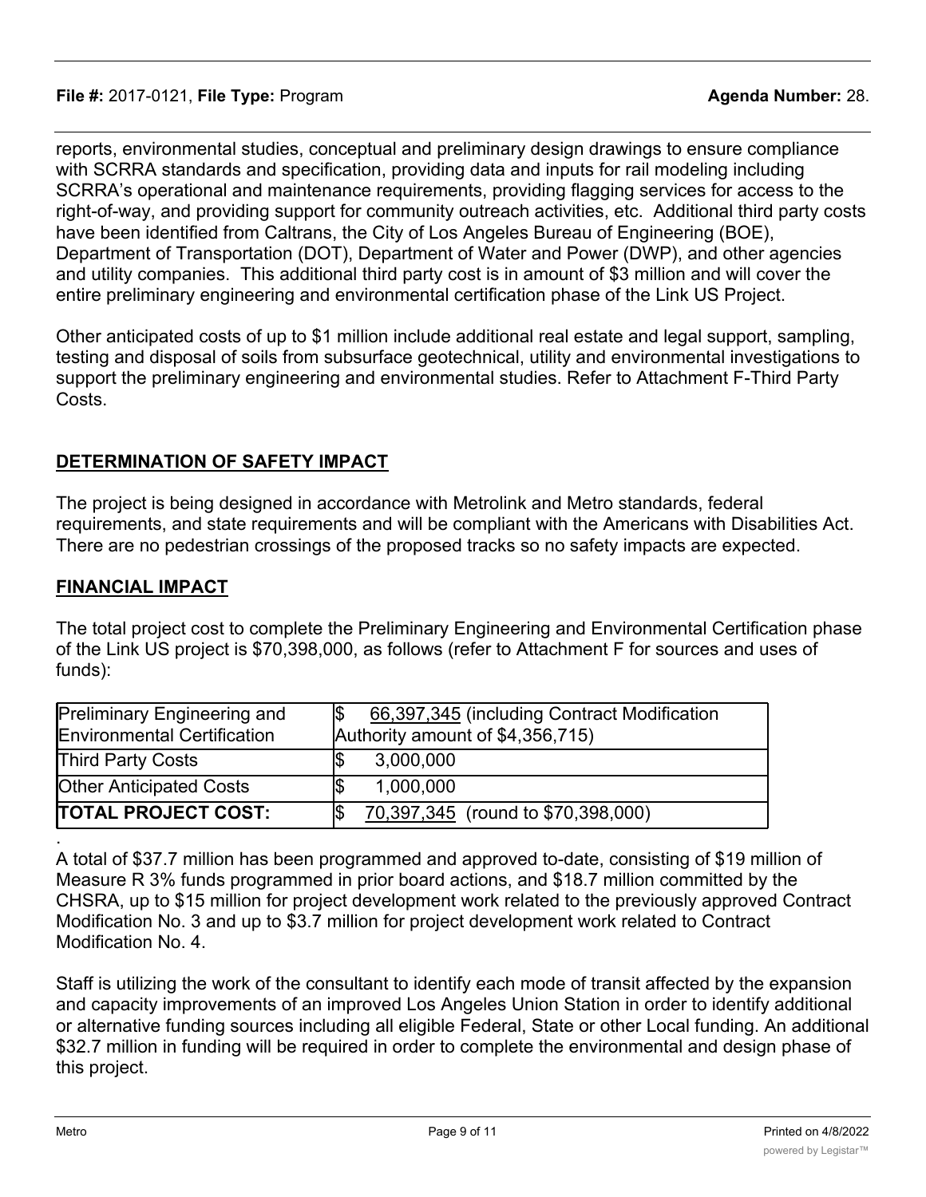reports, environmental studies, conceptual and preliminary design drawings to ensure compliance with SCRRA standards and specification, providing data and inputs for rail modeling including SCRRA's operational and maintenance requirements, providing flagging services for access to the right-of-way, and providing support for community outreach activities, etc. Additional third party costs have been identified from Caltrans, the City of Los Angeles Bureau of Engineering (BOE), Department of Transportation (DOT), Department of Water and Power (DWP), and other agencies and utility companies. This additional third party cost is in amount of $3 million and will cover the entire preliminary engineering and environmental certification phase of the Link US Project.

Other anticipated costs of up to $1 million include additional real estate and legal support, sampling, testing and disposal of soils from subsurface geotechnical, utility and environmental investigations to support the preliminary engineering and environmental studies. Refer to Attachment F-Third Party Costs.

## DETERMINATION OF SAFETY IMPACT

The project is being designed in accordance with Metrolink and Metro standards, federal requirements, and state requirements and will be compliant with the Americans with Disabilities Act. There are no pedestrian crossings of the proposed tracks so no safety impacts are expected.

## FINANCIAL IMPACT

The total project cost to complete the Preliminary Engineering and Environmental Certification phase of the Link US project is $70,398,000, as follows (refer to Attachment F for sources and uses of funds):

| | |
|---|---|
| Preliminary Engineering and Environmental Certification | $ 66,397,345 (including Contract Modification Authority amount of $4,356,715) |
| Third Party Costs | $ 3,000,000 |
| Other Anticipated Costs | $ 1,000,000 |
| **TOTAL PROJECT COST:** | $ 70,397,345 (round to $70,398,000) |

.

A total of $37.7 million has been programmed and approved to-date, consisting of $19 million of Measure R 3% funds programmed in prior board actions, and $18.7 million committed by the CHSRA, up to $15 million for project development work related to the previously approved Contract Modification No. 3 and up to $3.7 million for project development work related to Contract Modification No. 4.

Staff is utilizing the work of the consultant to identify each mode of transit affected by the expansion and capacity improvements of an improved Los Angeles Union Station in order to identify additional or alternative funding sources including all eligible Federal, State or other Local funding. An additional $32.7 million in funding will be required in order to complete the environmental and design phase of this project.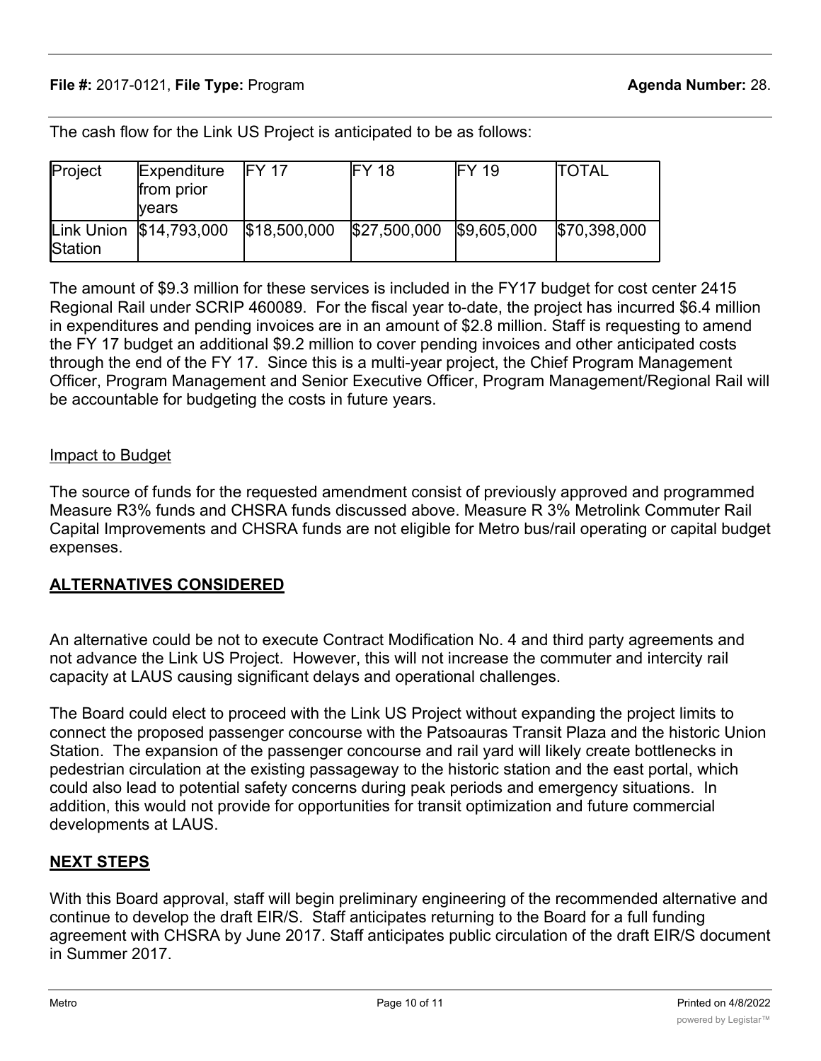The cash flow for the Link US Project is anticipated to be as follows:

| Project | Expenditure from prior years | FY 17 | FY 18 | FY 19 | TOTAL |
|---|---|---|---|---|---|
| Link Union Station | $14,793,000 | $18,500,000 | $27,500,000 | $9,605,000 | $70,398,000 |

The amount of $9.3 million for these services is included in the FY17 budget for cost center 2415 Regional Rail under SCRIP 460089. For the fiscal year to-date, the project has incurred $6.4 million in expenditures and pending invoices are in an amount of $2.8 million. Staff is requesting to amend the FY 17 budget an additional $9.2 million to cover pending invoices and other anticipated costs through the end of the FY 17. Since this is a multi-year project, the Chief Program Management Officer, Program Management and Senior Executive Officer, Program Management/Regional Rail will be accountable for budgeting the costs in future years.

Impact to Budget

The source of funds for the requested amendment consist of previously approved and programmed Measure R3% funds and CHSRA funds discussed above. Measure R 3% Metrolink Commuter Rail Capital Improvements and CHSRA funds are not eligible for Metro bus/rail operating or capital budget expenses.

## ALTERNATIVES CONSIDERED

An alternative could be not to execute Contract Modification No. 4 and third party agreements and not advance the Link US Project. However, this will not increase the commuter and intercity rail capacity at LAUS causing significant delays and operational challenges.

The Board could elect to proceed with the Link US Project without expanding the project limits to connect the proposed passenger concourse with the Patsoauras Transit Plaza and the historic Union Station. The expansion of the passenger concourse and rail yard will likely create bottlenecks in pedestrian circulation at the existing passageway to the historic station and the east portal, which could also lead to potential safety concerns during peak periods and emergency situations. In addition, this would not provide for opportunities for transit optimization and future commercial developments at LAUS.

## NEXT STEPS

With this Board approval, staff will begin preliminary engineering of the recommended alternative and continue to develop the draft EIR/S. Staff anticipates returning to the Board for a full funding agreement with CHSRA by June 2017. Staff anticipates public circulation of the draft EIR/S document in Summer 2017.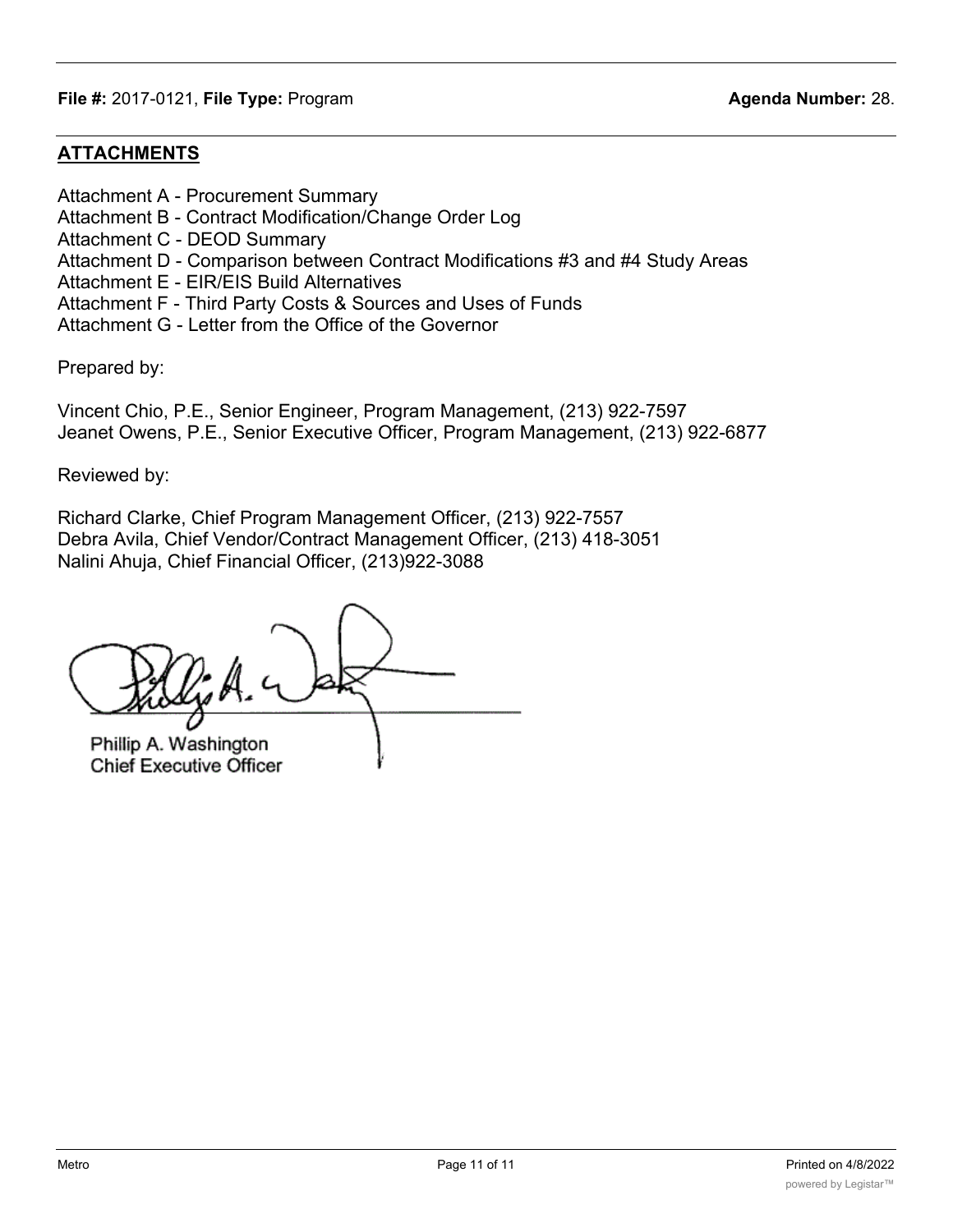## ATTACHMENTS

Attachment A - Procurement Summary
Attachment B - Contract Modification/Change Order Log
Attachment C - DEOD Summary
Attachment D - Comparison between Contract Modifications #3 and #4 Study Areas
Attachment E - EIR/EIS Build Alternatives
Attachment F - Third Party Costs & Sources and Uses of Funds
Attachment G - Letter from the Office of the Governor

Prepared by:

Vincent Chio, P.E., Senior Engineer, Program Management, (213) 922-7597
Jeanet Owens, P.E., Senior Executive Officer, Program Management, (213) 922-6877

Reviewed by:

Richard Clarke, Chief Program Management Officer, (213) 922-7557
Debra Avila, Chief Vendor/Contract Management Officer, (213) 418-3051
Nalini Ahuja, Chief Financial Officer, (213)922-3088

Phillip A. Washington
Chief Executive Officer